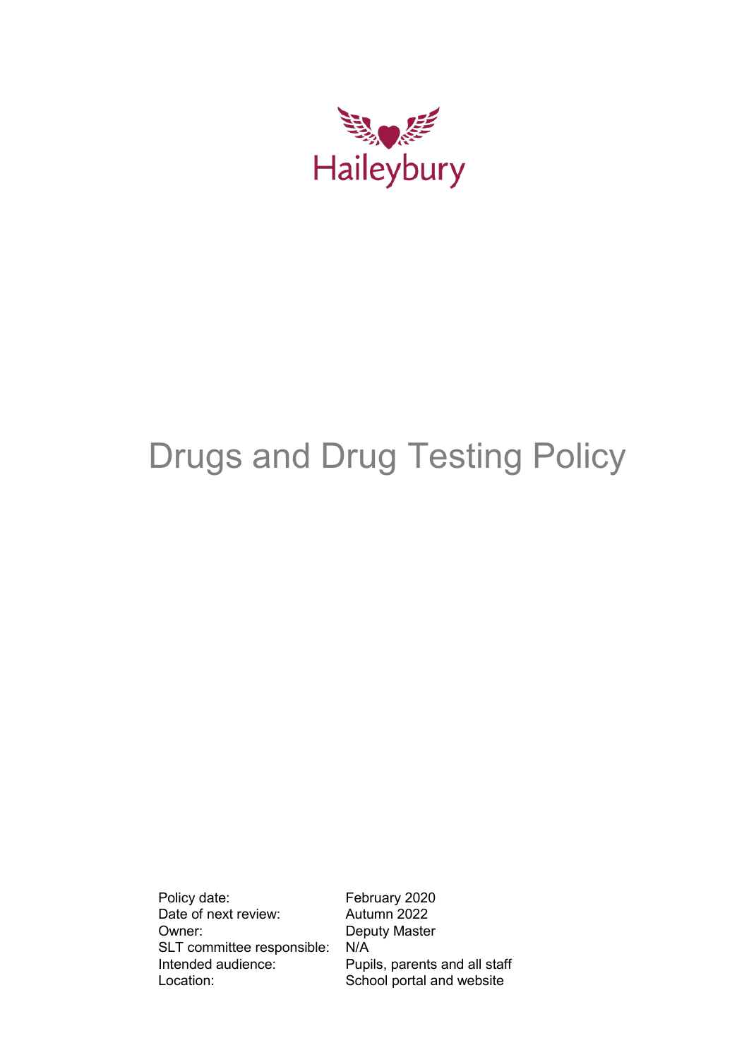Haileybury

# Drugs and Drug Testing Policy

| | |
|---|---|
| Policy date: | February 2020 |
| Date of next review: | Autumn 2022 |
| Owner: | Deputy Master |
| SLT committee responsible: | N/A |
| Intended audience: | Pupils, parents and all staff |
| Location: | School portal and website |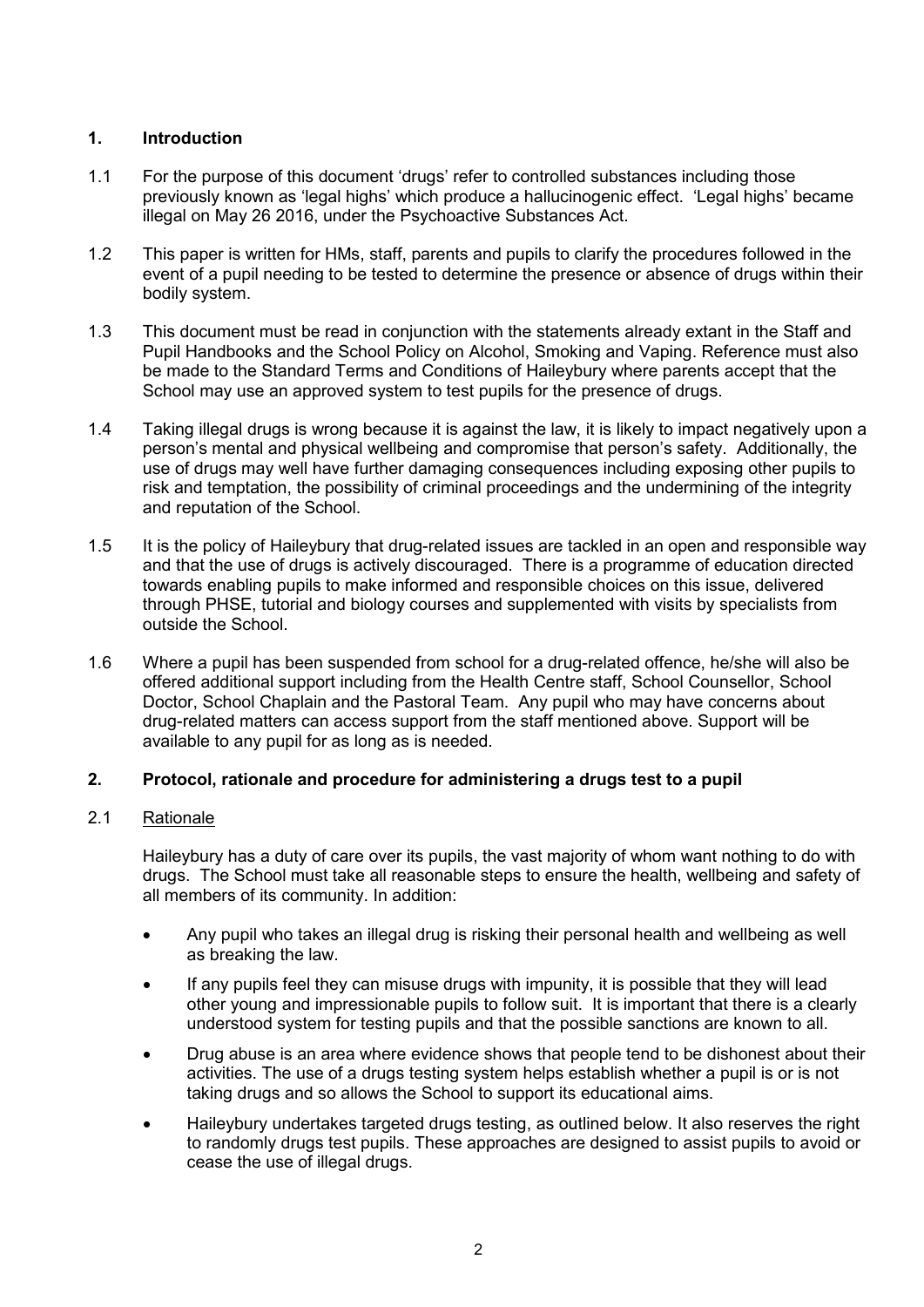## 1. Introduction

1.1 For the purpose of this document 'drugs' refer to controlled substances including those previously known as 'legal highs' which produce a hallucinogenic effect. 'Legal highs' became illegal on May 26 2016, under the Psychoactive Substances Act.

1.2 This paper is written for HMs, staff, parents and pupils to clarify the procedures followed in the event of a pupil needing to be tested to determine the presence or absence of drugs within their bodily system.

1.3 This document must be read in conjunction with the statements already extant in the Staff and Pupil Handbooks and the School Policy on Alcohol, Smoking and Vaping. Reference must also be made to the Standard Terms and Conditions of Haileybury where parents accept that the School may use an approved system to test pupils for the presence of drugs.

1.4 Taking illegal drugs is wrong because it is against the law, it is likely to impact negatively upon a person's mental and physical wellbeing and compromise that person's safety. Additionally, the use of drugs may well have further damaging consequences including exposing other pupils to risk and temptation, the possibility of criminal proceedings and the undermining of the integrity and reputation of the School.

1.5 It is the policy of Haileybury that drug-related issues are tackled in an open and responsible way and that the use of drugs is actively discouraged. There is a programme of education directed towards enabling pupils to make informed and responsible choices on this issue, delivered through PHSE, tutorial and biology courses and supplemented with visits by specialists from outside the School.

1.6 Where a pupil has been suspended from school for a drug-related offence, he/she will also be offered additional support including from the Health Centre staff, School Counsellor, School Doctor, School Chaplain and the Pastoral Team. Any pupil who may have concerns about drug-related matters can access support from the staff mentioned above. Support will be available to any pupil for as long as is needed.

## 2. Protocol, rationale and procedure for administering a drugs test to a pupil

2.1 Rationale

Haileybury has a duty of care over its pupils, the vast majority of whom want nothing to do with drugs. The School must take all reasonable steps to ensure the health, wellbeing and safety of all members of its community. In addition:

- Any pupil who takes an illegal drug is risking their personal health and wellbeing as well as breaking the law.
- If any pupils feel they can misuse drugs with impunity, it is possible that they will lead other young and impressionable pupils to follow suit. It is important that there is a clearly understood system for testing pupils and that the possible sanctions are known to all.
- Drug abuse is an area where evidence shows that people tend to be dishonest about their activities. The use of a drugs testing system helps establish whether a pupil is or is not taking drugs and so allows the School to support its educational aims.
- Haileybury undertakes targeted drugs testing, as outlined below. It also reserves the right to randomly drugs test pupils. These approaches are designed to assist pupils to avoid or cease the use of illegal drugs.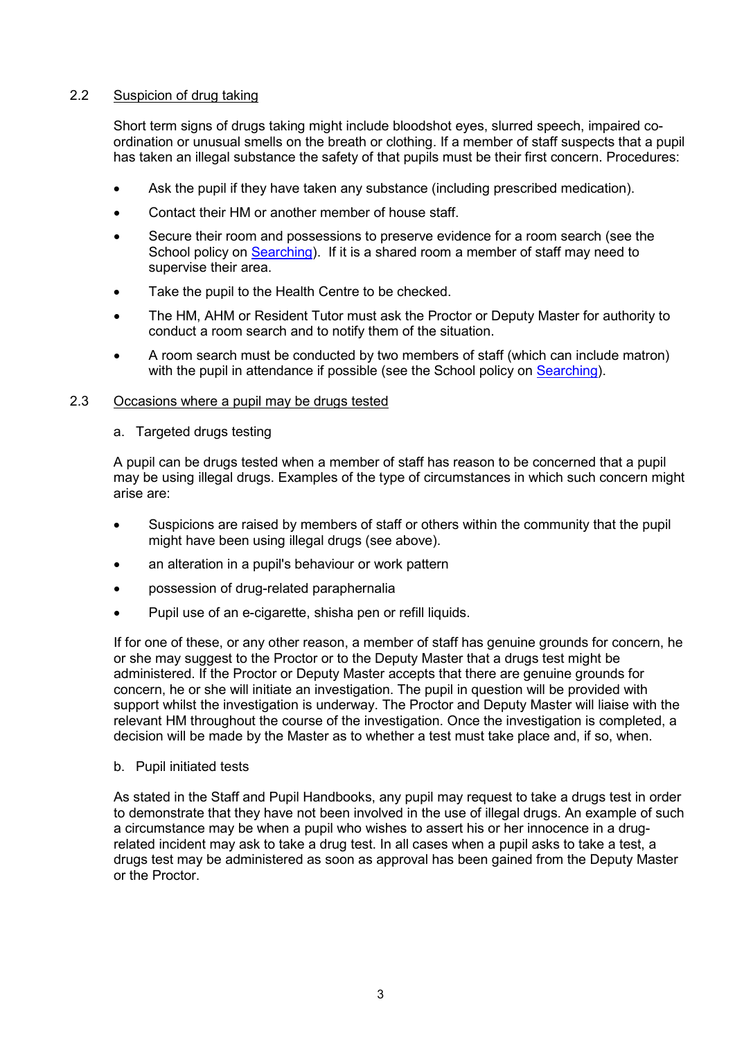## 2.2 Suspicion of drug taking

Short term signs of drugs taking might include bloodshot eyes, slurred speech, impaired co-ordination or unusual smells on the breath or clothing. If a member of staff suspects that a pupil has taken an illegal substance the safety of that pupils must be their first concern. Procedures:

- Ask the pupil if they have taken any substance (including prescribed medication).
- Contact their HM or another member of house staff.
- Secure their room and possessions to preserve evidence for a room search (see the School policy on Searching). If it is a shared room a member of staff may need to supervise their area.
- Take the pupil to the Health Centre to be checked.
- The HM, AHM or Resident Tutor must ask the Proctor or Deputy Master for authority to conduct a room search and to notify them of the situation.
- A room search must be conducted by two members of staff (which can include matron) with the pupil in attendance if possible (see the School policy on Searching).

## 2.3 Occasions where a pupil may be drugs tested

a. Targeted drugs testing

A pupil can be drugs tested when a member of staff has reason to be concerned that a pupil may be using illegal drugs. Examples of the type of circumstances in which such concern might arise are:

- Suspicions are raised by members of staff or others within the community that the pupil might have been using illegal drugs (see above).
- an alteration in a pupil's behaviour or work pattern
- possession of drug-related paraphernalia
- Pupil use of an e-cigarette, shisha pen or refill liquids.

If for one of these, or any other reason, a member of staff has genuine grounds for concern, he or she may suggest to the Proctor or to the Deputy Master that a drugs test might be administered. If the Proctor or Deputy Master accepts that there are genuine grounds for concern, he or she will initiate an investigation. The pupil in question will be provided with support whilst the investigation is underway. The Proctor and Deputy Master will liaise with the relevant HM throughout the course of the investigation. Once the investigation is completed, a decision will be made by the Master as to whether a test must take place and, if so, when.

b. Pupil initiated tests

As stated in the Staff and Pupil Handbooks, any pupil may request to take a drugs test in order to demonstrate that they have not been involved in the use of illegal drugs. An example of such a circumstance may be when a pupil who wishes to assert his or her innocence in a drug-related incident may ask to take a drug test. In all cases when a pupil asks to take a test, a drugs test may be administered as soon as approval has been gained from the Deputy Master or the Proctor.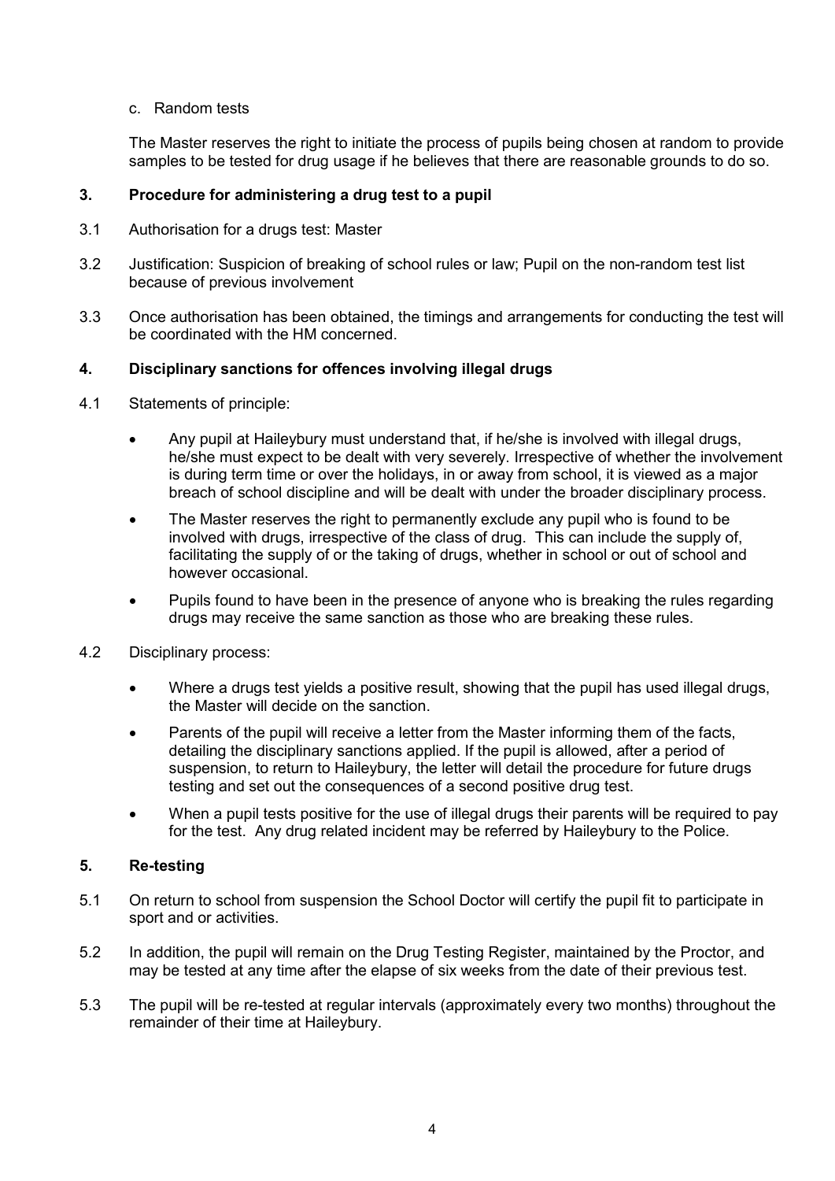c. Random tests

The Master reserves the right to initiate the process of pupils being chosen at random to provide samples to be tested for drug usage if he believes that there are reasonable grounds to do so.

## 3. Procedure for administering a drug test to a pupil

3.1 Authorisation for a drugs test: Master

3.2 Justification: Suspicion of breaking of school rules or law; Pupil on the non-random test list because of previous involvement

3.3 Once authorisation has been obtained, the timings and arrangements for conducting the test will be coordinated with the HM concerned.

## 4. Disciplinary sanctions for offences involving illegal drugs

4.1 Statements of principle:

- Any pupil at Haileybury must understand that, if he/she is involved with illegal drugs, he/she must expect to be dealt with very severely. Irrespective of whether the involvement is during term time or over the holidays, in or away from school, it is viewed as a major breach of school discipline and will be dealt with under the broader disciplinary process.
- The Master reserves the right to permanently exclude any pupil who is found to be involved with drugs, irrespective of the class of drug. This can include the supply of, facilitating the supply of or the taking of drugs, whether in school or out of school and however occasional.
- Pupils found to have been in the presence of anyone who is breaking the rules regarding drugs may receive the same sanction as those who are breaking these rules.

4.2 Disciplinary process:

- Where a drugs test yields a positive result, showing that the pupil has used illegal drugs, the Master will decide on the sanction.
- Parents of the pupil will receive a letter from the Master informing them of the facts, detailing the disciplinary sanctions applied. If the pupil is allowed, after a period of suspension, to return to Haileybury, the letter will detail the procedure for future drugs testing and set out the consequences of a second positive drug test.
- When a pupil tests positive for the use of illegal drugs their parents will be required to pay for the test. Any drug related incident may be referred by Haileybury to the Police.

## 5. Re-testing

5.1 On return to school from suspension the School Doctor will certify the pupil fit to participate in sport and or activities.

5.2 In addition, the pupil will remain on the Drug Testing Register, maintained by the Proctor, and may be tested at any time after the elapse of six weeks from the date of their previous test.

5.3 The pupil will be re-tested at regular intervals (approximately every two months) throughout the remainder of their time at Haileybury.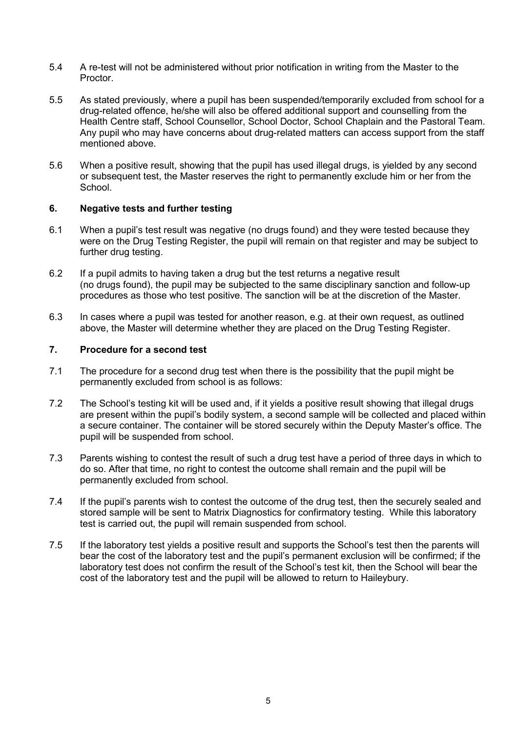5.4 A re-test will not be administered without prior notification in writing from the Master to the Proctor.

5.5 As stated previously, where a pupil has been suspended/temporarily excluded from school for a drug-related offence, he/she will also be offered additional support and counselling from the Health Centre staff, School Counsellor, School Doctor, School Chaplain and the Pastoral Team. Any pupil who may have concerns about drug-related matters can access support from the staff mentioned above.

5.6 When a positive result, showing that the pupil has used illegal drugs, is yielded by any second or subsequent test, the Master reserves the right to permanently exclude him or her from the School.

## 6. Negative tests and further testing

6.1 When a pupil's test result was negative (no drugs found) and they were tested because they were on the Drug Testing Register, the pupil will remain on that register and may be subject to further drug testing.

6.2 If a pupil admits to having taken a drug but the test returns a negative result (no drugs found), the pupil may be subjected to the same disciplinary sanction and follow-up procedures as those who test positive. The sanction will be at the discretion of the Master.

6.3 In cases where a pupil was tested for another reason, e.g. at their own request, as outlined above, the Master will determine whether they are placed on the Drug Testing Register.

## 7. Procedure for a second test

7.1 The procedure for a second drug test when there is the possibility that the pupil might be permanently excluded from school is as follows:

7.2 The School's testing kit will be used and, if it yields a positive result showing that illegal drugs are present within the pupil's bodily system, a second sample will be collected and placed within a secure container. The container will be stored securely within the Deputy Master's office. The pupil will be suspended from school.

7.3 Parents wishing to contest the result of such a drug test have a period of three days in which to do so. After that time, no right to contest the outcome shall remain and the pupil will be permanently excluded from school.

7.4 If the pupil's parents wish to contest the outcome of the drug test, then the securely sealed and stored sample will be sent to Matrix Diagnostics for confirmatory testing. While this laboratory test is carried out, the pupil will remain suspended from school.

7.5 If the laboratory test yields a positive result and supports the School's test then the parents will bear the cost of the laboratory test and the pupil's permanent exclusion will be confirmed; if the laboratory test does not confirm the result of the School's test kit, then the School will bear the cost of the laboratory test and the pupil will be allowed to return to Haileybury.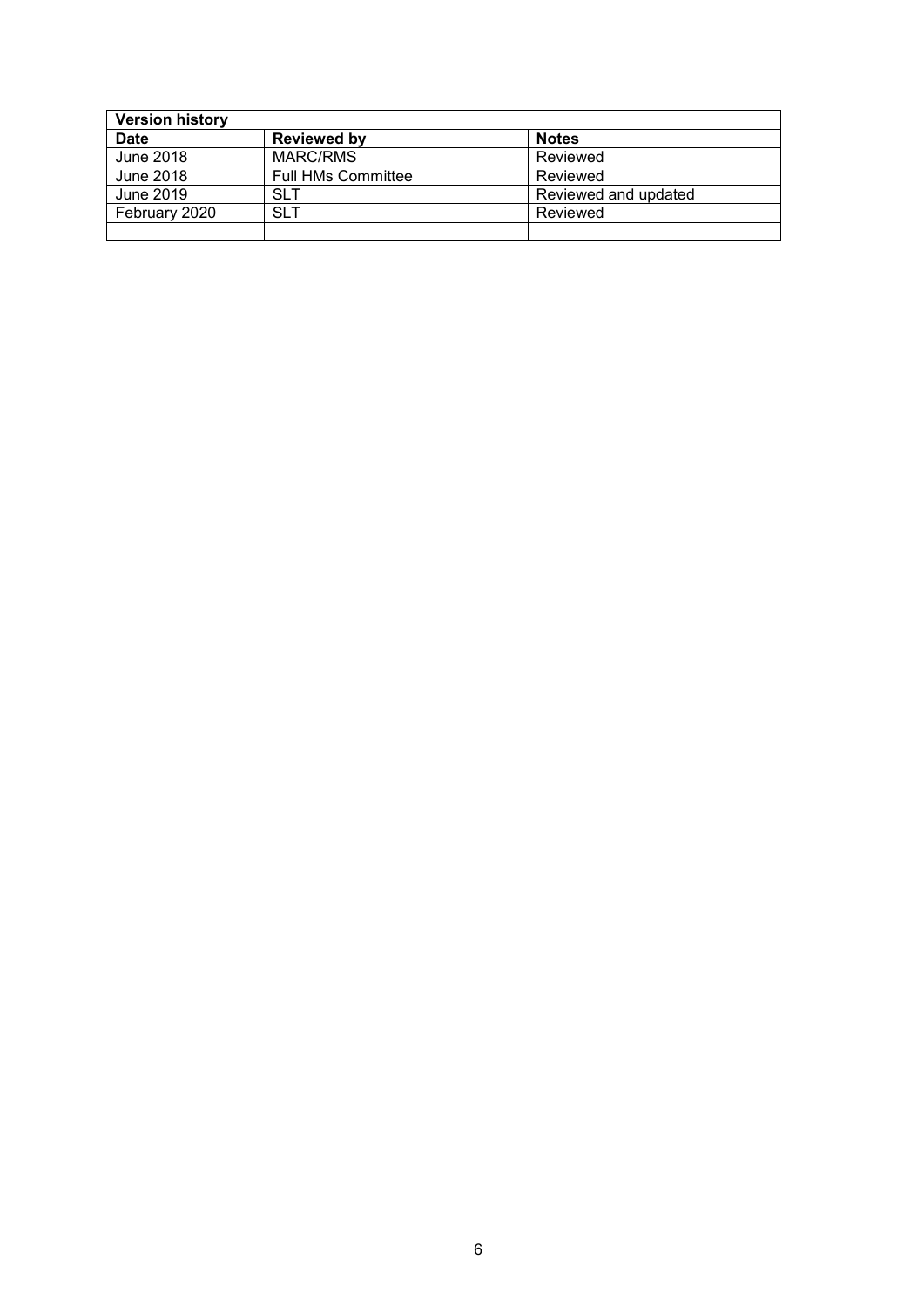| Version history | | |
|---|---|---|
| **Date** | **Reviewed by** | **Notes** |
| June 2018 | MARC/RMS | Reviewed |
| June 2018 | Full HMs Committee | Reviewed |
| June 2019 | SLT | Reviewed and updated |
| February 2020 | SLT | Reviewed |
| | | |